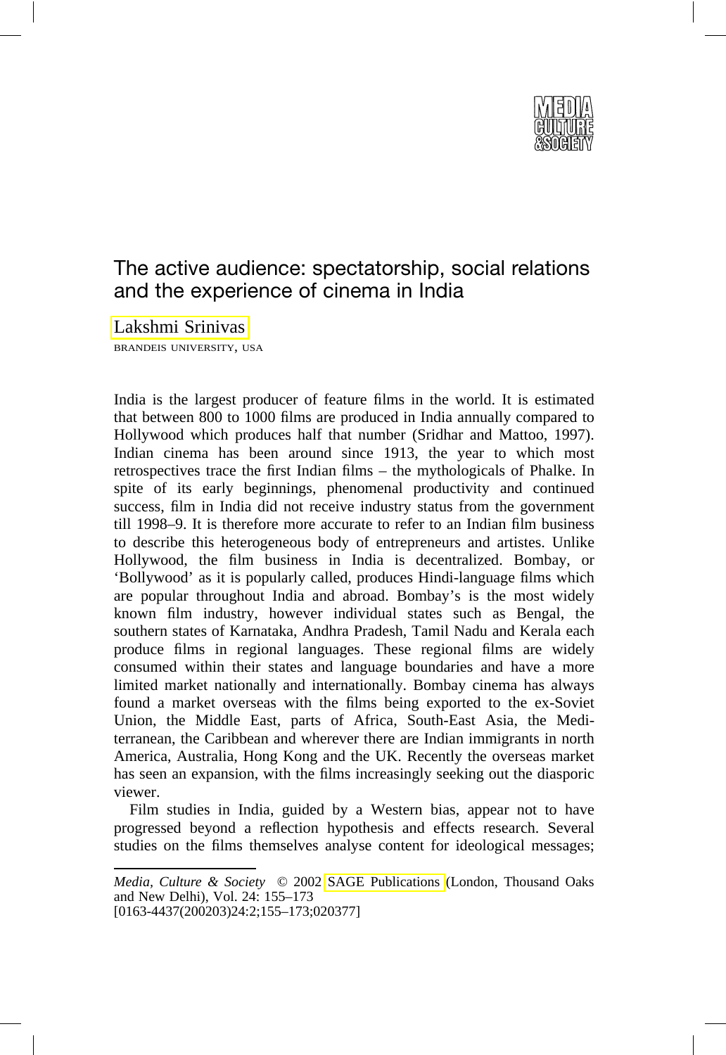# The active audience: spectatorship, social relations and the experience of cinema in India

Lakshmi Srinivas

BRANDEIS UNIVERSITY, USA

India is the largest producer of feature films in the world. It is estimated that between 800 to 1000 films are produced in India annually compared to Hollywood which produces half that number (Sridhar and Mattoo, 1997). Indian cinema has been around since 1913, the year to which most retrospectives trace the first Indian films – the mythologicals of Phalke. In spite of its early beginnings, phenomenal productivity and continued success, film in India did not receive industry status from the government till 1998–9. It is therefore more accurate to refer to an Indian film business to describe this heterogeneous body of entrepreneurs and artistes. Unlike Hollywood, the film business in India is decentralized. Bombay, or 'Bollywood' as it is popularly called, produces Hindi-language films which are popular throughout India and abroad. Bombay's is the most widely known film industry, however individual states such as Bengal, the southern states of Karnataka, Andhra Pradesh, Tamil Nadu and Kerala each produce films in regional languages. These regional films are widely consumed within their states and language boundaries and have a more limited market nationally and internationally. Bombay cinema has always found a market overseas with the films being exported to the ex-Soviet Union, the Middle East, parts of Africa, South-East Asia, the Mediterranean, the Caribbean and wherever there are Indian immigrants in north America, Australia, Hong Kong and the UK. Recently the overseas market has seen an expansion, with the films increasingly seeking out the diasporic viewer.

Film studies in India, guided by a Western bias, appear not to have progressed beyond a reflection hypothesis and effects research. Several studies on the films themselves analyse content for ideological messages;

*Media, Culture & Society* © 2002 SAGE Publications (London, Thousand Oaks and New Delhi), Vol. 24: 155–173
[0163-4437(200203)24:2;155–173;020377]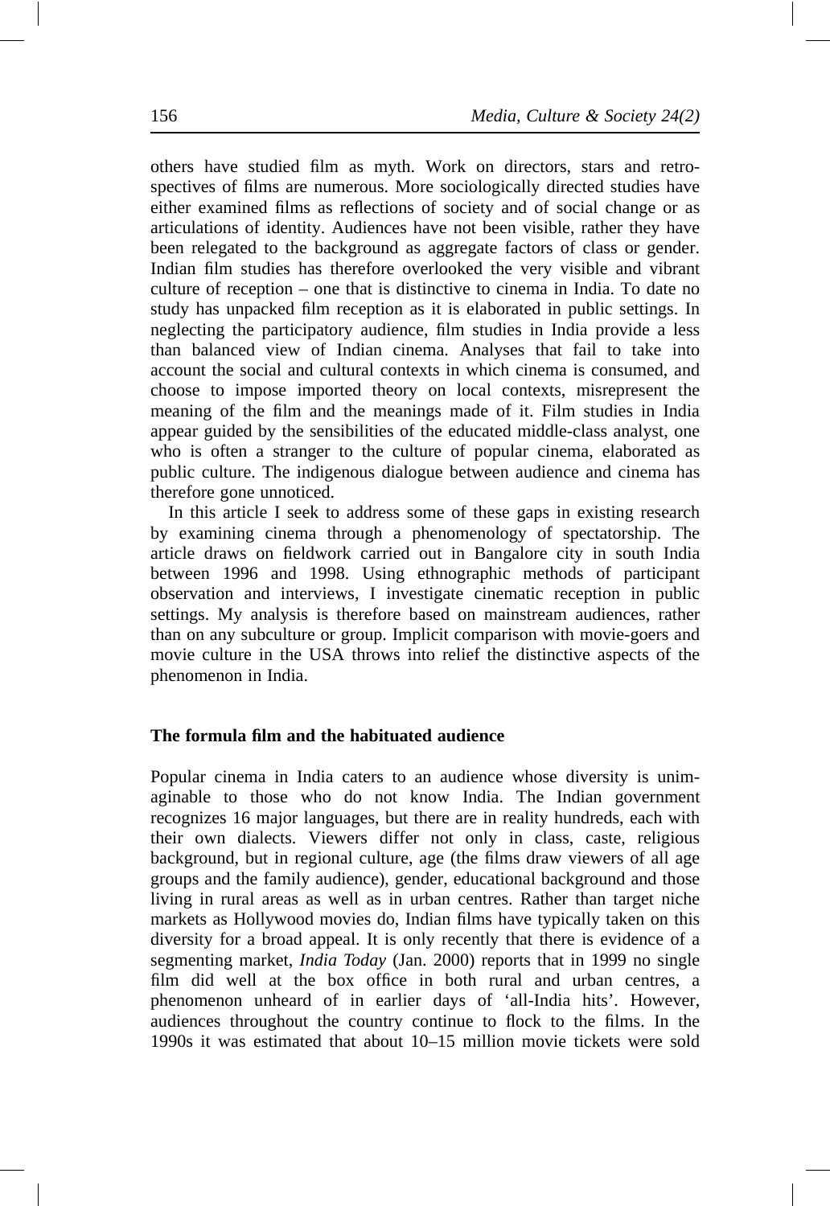others have studied film as myth. Work on directors, stars and retrospectives of films are numerous. More sociologically directed studies have either examined films as reflections of society and of social change or as articulations of identity. Audiences have not been visible, rather they have been relegated to the background as aggregate factors of class or gender. Indian film studies has therefore overlooked the very visible and vibrant culture of reception – one that is distinctive to cinema in India. To date no study has unpacked film reception as it is elaborated in public settings. In neglecting the participatory audience, film studies in India provide a less than balanced view of Indian cinema. Analyses that fail to take into account the social and cultural contexts in which cinema is consumed, and choose to impose imported theory on local contexts, misrepresent the meaning of the film and the meanings made of it. Film studies in India appear guided by the sensibilities of the educated middle-class analyst, one who is often a stranger to the culture of popular cinema, elaborated as public culture. The indigenous dialogue between audience and cinema has therefore gone unnoticed.

In this article I seek to address some of these gaps in existing research by examining cinema through a phenomenology of spectatorship. The article draws on fieldwork carried out in Bangalore city in south India between 1996 and 1998. Using ethnographic methods of participant observation and interviews, I investigate cinematic reception in public settings. My analysis is therefore based on mainstream audiences, rather than on any subculture or group. Implicit comparison with movie-goers and movie culture in the USA throws into relief the distinctive aspects of the phenomenon in India.

## The formula film and the habituated audience

Popular cinema in India caters to an audience whose diversity is unimaginable to those who do not know India. The Indian government recognizes 16 major languages, but there are in reality hundreds, each with their own dialects. Viewers differ not only in class, caste, religious background, but in regional culture, age (the films draw viewers of all age groups and the family audience), gender, educational background and those living in rural areas as well as in urban centres. Rather than target niche markets as Hollywood movies do, Indian films have typically taken on this diversity for a broad appeal. It is only recently that there is evidence of a segmenting market, *India Today* (Jan. 2000) reports that in 1999 no single film did well at the box office in both rural and urban centres, a phenomenon unheard of in earlier days of 'all-India hits'. However, audiences throughout the country continue to flock to the films. In the 1990s it was estimated that about 10–15 million movie tickets were sold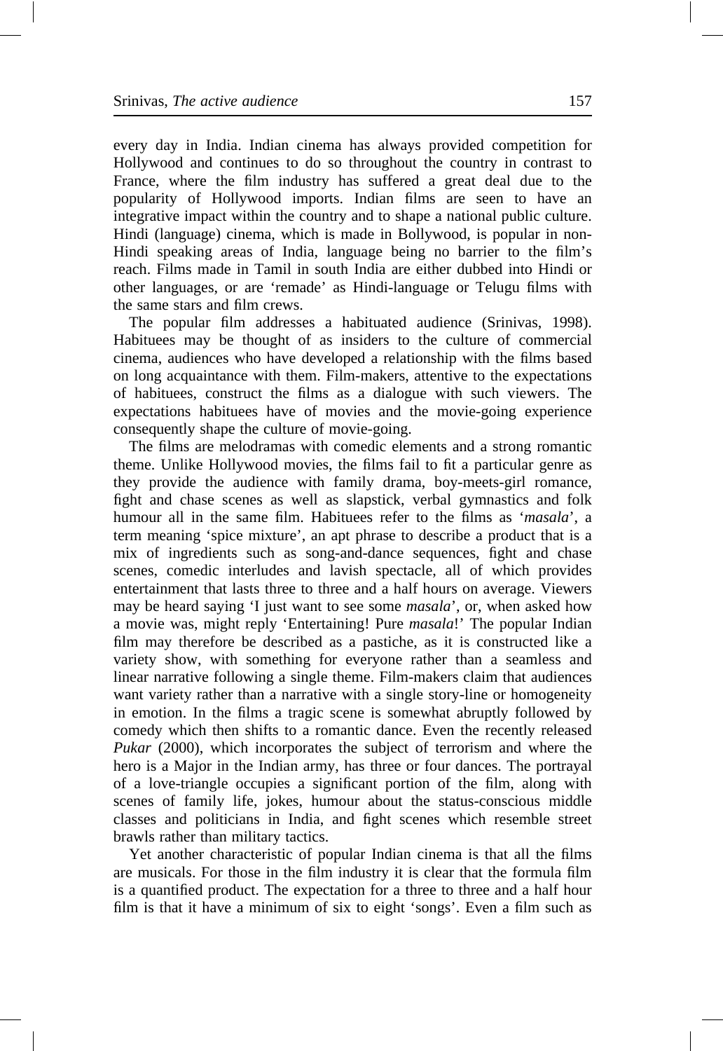every day in India. Indian cinema has always provided competition for Hollywood and continues to do so throughout the country in contrast to France, where the film industry has suffered a great deal due to the popularity of Hollywood imports. Indian films are seen to have an integrative impact within the country and to shape a national public culture. Hindi (language) cinema, which is made in Bollywood, is popular in non-Hindi speaking areas of India, language being no barrier to the film's reach. Films made in Tamil in south India are either dubbed into Hindi or other languages, or are 'remade' as Hindi-language or Telugu films with the same stars and film crews.

The popular film addresses a habituated audience (Srinivas, 1998). Habituees may be thought of as insiders to the culture of commercial cinema, audiences who have developed a relationship with the films based on long acquaintance with them. Film-makers, attentive to the expectations of habituees, construct the films as a dialogue with such viewers. The expectations habituees have of movies and the movie-going experience consequently shape the culture of movie-going.

The films are melodramas with comedic elements and a strong romantic theme. Unlike Hollywood movies, the films fail to fit a particular genre as they provide the audience with family drama, boy-meets-girl romance, fight and chase scenes as well as slapstick, verbal gymnastics and folk humour all in the same film. Habituees refer to the films as '*masala*', a term meaning 'spice mixture', an apt phrase to describe a product that is a mix of ingredients such as song-and-dance sequences, fight and chase scenes, comedic interludes and lavish spectacle, all of which provides entertainment that lasts three to three and a half hours on average. Viewers may be heard saying 'I just want to see some *masala*', or, when asked how a movie was, might reply 'Entertaining! Pure *masala*!' The popular Indian film may therefore be described as a pastiche, as it is constructed like a variety show, with something for everyone rather than a seamless and linear narrative following a single theme. Film-makers claim that audiences want variety rather than a narrative with a single story-line or homogeneity in emotion. In the films a tragic scene is somewhat abruptly followed by comedy which then shifts to a romantic dance. Even the recently released *Pukar* (2000), which incorporates the subject of terrorism and where the hero is a Major in the Indian army, has three or four dances. The portrayal of a love-triangle occupies a significant portion of the film, along with scenes of family life, jokes, humour about the status-conscious middle classes and politicians in India, and fight scenes which resemble street brawls rather than military tactics.

Yet another characteristic of popular Indian cinema is that all the films are musicals. For those in the film industry it is clear that the formula film is a quantified product. The expectation for a three to three and a half hour film is that it have a minimum of six to eight 'songs'. Even a film such as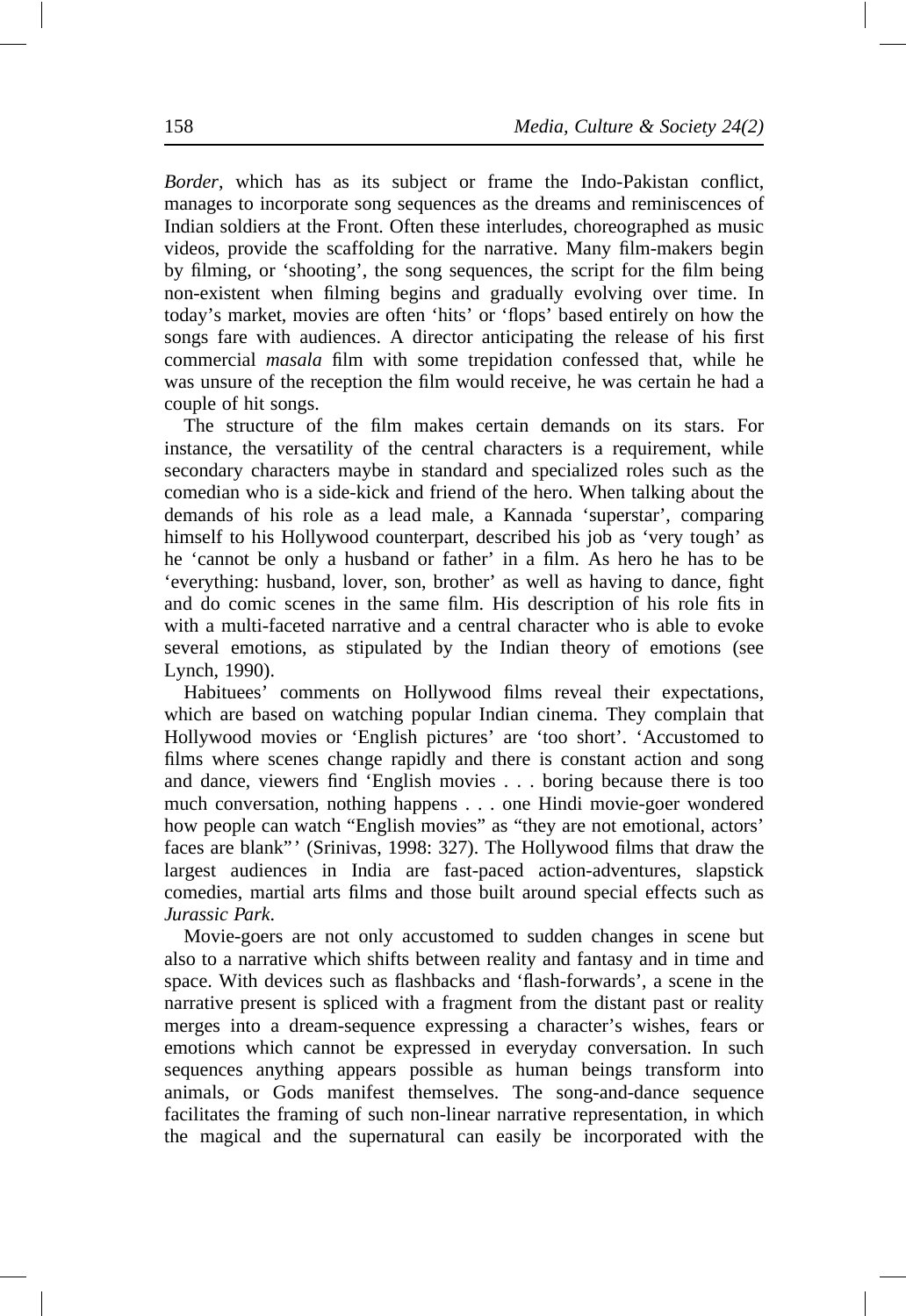*Border*, which has as its subject or frame the Indo-Pakistan conflict, manages to incorporate song sequences as the dreams and reminiscences of Indian soldiers at the Front. Often these interludes, choreographed as music videos, provide the scaffolding for the narrative. Many film-makers begin by filming, or 'shooting', the song sequences, the script for the film being non-existent when filming begins and gradually evolving over time. In today's market, movies are often 'hits' or 'flops' based entirely on how the songs fare with audiences. A director anticipating the release of his first commercial *masala* film with some trepidation confessed that, while he was unsure of the reception the film would receive, he was certain he had a couple of hit songs.

The structure of the film makes certain demands on its stars. For instance, the versatility of the central characters is a requirement, while secondary characters maybe in standard and specialized roles such as the comedian who is a side-kick and friend of the hero. When talking about the demands of his role as a lead male, a Kannada 'superstar', comparing himself to his Hollywood counterpart, described his job as 'very tough' as he 'cannot be only a husband or father' in a film. As hero he has to be 'everything: husband, lover, son, brother' as well as having to dance, fight and do comic scenes in the same film. His description of his role fits in with a multi-faceted narrative and a central character who is able to evoke several emotions, as stipulated by the Indian theory of emotions (see Lynch, 1990).

Habituees' comments on Hollywood films reveal their expectations, which are based on watching popular Indian cinema. They complain that Hollywood movies or 'English pictures' are 'too short'. 'Accustomed to films where scenes change rapidly and there is constant action and song and dance, viewers find 'English movies . . . boring because there is too much conversation, nothing happens . . . one Hindi movie-goer wondered how people can watch "English movies" as "they are not emotional, actors' faces are blank"' (Srinivas, 1998: 327). The Hollywood films that draw the largest audiences in India are fast-paced action-adventures, slapstick comedies, martial arts films and those built around special effects such as *Jurassic Park*.

Movie-goers are not only accustomed to sudden changes in scene but also to a narrative which shifts between reality and fantasy and in time and space. With devices such as flashbacks and 'flash-forwards', a scene in the narrative present is spliced with a fragment from the distant past or reality merges into a dream-sequence expressing a character's wishes, fears or emotions which cannot be expressed in everyday conversation. In such sequences anything appears possible as human beings transform into animals, or Gods manifest themselves. The song-and-dance sequence facilitates the framing of such non-linear narrative representation, in which the magical and the supernatural can easily be incorporated with the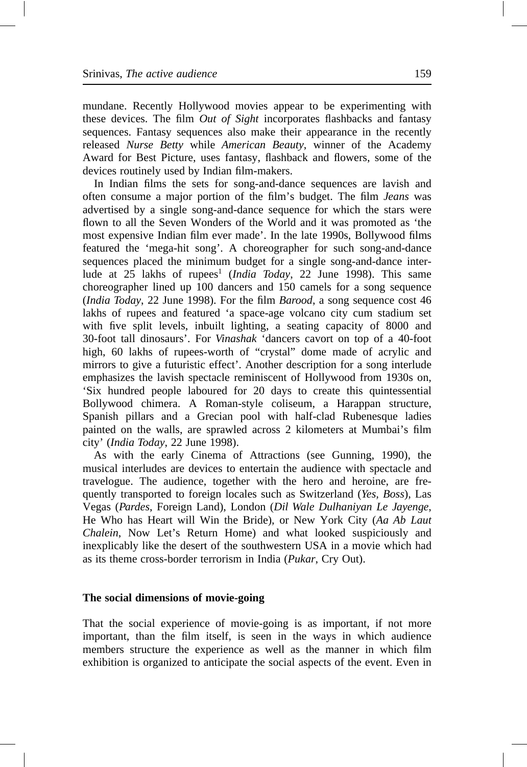mundane. Recently Hollywood movies appear to be experimenting with these devices. The film *Out of Sight* incorporates flashbacks and fantasy sequences. Fantasy sequences also make their appearance in the recently released *Nurse Betty* while *American Beauty*, winner of the Academy Award for Best Picture, uses fantasy, flashback and flowers, some of the devices routinely used by Indian film-makers.

In Indian films the sets for song-and-dance sequences are lavish and often consume a major portion of the film's budget. The film *Jeans* was advertised by a single song-and-dance sequence for which the stars were flown to all the Seven Wonders of the World and it was promoted as 'the most expensive Indian film ever made'. In the late 1990s, Bollywood films featured the 'mega-hit song'. A choreographer for such song-and-dance sequences placed the minimum budget for a single song-and-dance interlude at 25 lakhs of rupees[1] (*India Today*, 22 June 1998). This same choreographer lined up 100 dancers and 150 camels for a song sequence (*India Today*, 22 June 1998). For the film *Barood*, a song sequence cost 46 lakhs of rupees and featured 'a space-age volcano city cum stadium set with five split levels, inbuilt lighting, a seating capacity of 8000 and 30-foot tall dinosaurs'. For *Vinashak* 'dancers cavort on top of a 40-foot high, 60 lakhs of rupees-worth of "crystal" dome made of acrylic and mirrors to give a futuristic effect'. Another description for a song interlude emphasizes the lavish spectacle reminiscent of Hollywood from 1930s on, 'Six hundred people laboured for 20 days to create this quintessential Bollywood chimera. A Roman-style coliseum, a Harappan structure, Spanish pillars and a Grecian pool with half-clad Rubenesque ladies painted on the walls, are sprawled across 2 kilometers at Mumbai's film city' (*India Today*, 22 June 1998).

As with the early Cinema of Attractions (see Gunning, 1990), the musical interludes are devices to entertain the audience with spectacle and travelogue. The audience, together with the hero and heroine, are frequently transported to foreign locales such as Switzerland (*Yes, Boss*), Las Vegas (*Pardes*, Foreign Land), London (*Dil Wale Dulhaniyan Le Jayenge*, He Who has Heart will Win the Bride), or New York City (*Aa Ab Laut Chalein*, Now Let's Return Home) and what looked suspiciously and inexplicably like the desert of the southwestern USA in a movie which had as its theme cross-border terrorism in India (*Pukar*, Cry Out).

### The social dimensions of movie-going

That the social experience of movie-going is as important, if not more important, than the film itself, is seen in the ways in which audience members structure the experience as well as the manner in which film exhibition is organized to anticipate the social aspects of the event. Even in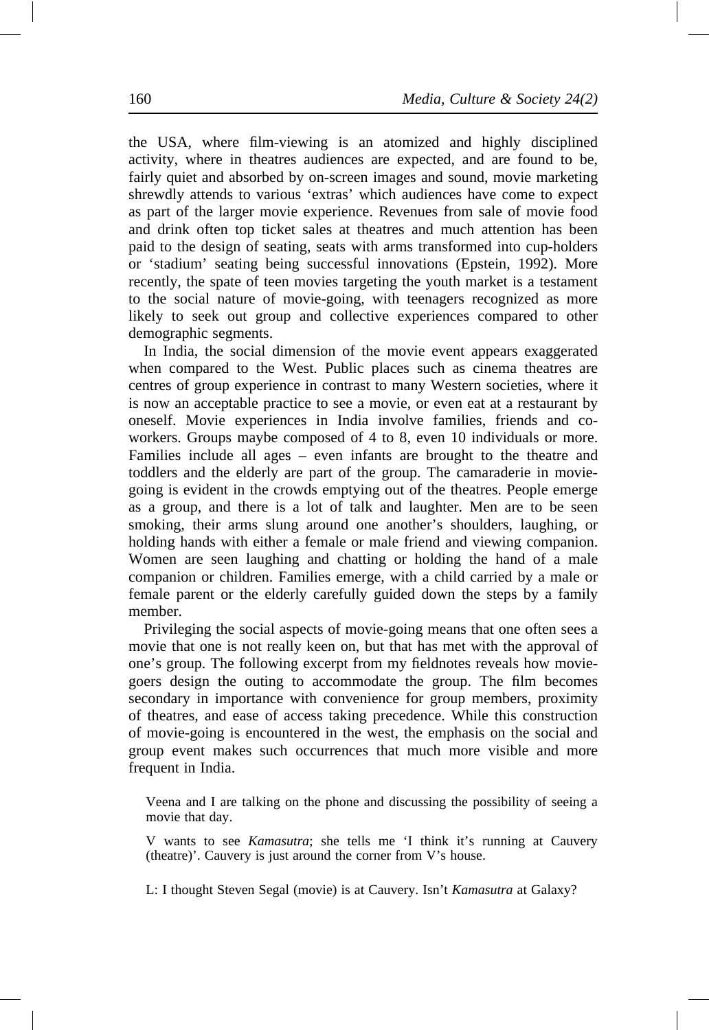the USA, where film-viewing is an atomized and highly disciplined activity, where in theatres audiences are expected, and are found to be, fairly quiet and absorbed by on-screen images and sound, movie marketing shrewdly attends to various 'extras' which audiences have come to expect as part of the larger movie experience. Revenues from sale of movie food and drink often top ticket sales at theatres and much attention has been paid to the design of seating, seats with arms transformed into cup-holders or 'stadium' seating being successful innovations (Epstein, 1992). More recently, the spate of teen movies targeting the youth market is a testament to the social nature of movie-going, with teenagers recognized as more likely to seek out group and collective experiences compared to other demographic segments.

In India, the social dimension of the movie event appears exaggerated when compared to the West. Public places such as cinema theatres are centres of group experience in contrast to many Western societies, where it is now an acceptable practice to see a movie, or even eat at a restaurant by oneself. Movie experiences in India involve families, friends and co-workers. Groups maybe composed of 4 to 8, even 10 individuals or more. Families include all ages – even infants are brought to the theatre and toddlers and the elderly are part of the group. The camaraderie in movie-going is evident in the crowds emptying out of the theatres. People emerge as a group, and there is a lot of talk and laughter. Men are to be seen smoking, their arms slung around one another's shoulders, laughing, or holding hands with either a female or male friend and viewing companion. Women are seen laughing and chatting or holding the hand of a male companion or children. Families emerge, with a child carried by a male or female parent or the elderly carefully guided down the steps by a family member.

Privileging the social aspects of movie-going means that one often sees a movie that one is not really keen on, but that has met with the approval of one's group. The following excerpt from my fieldnotes reveals how movie-goers design the outing to accommodate the group. The film becomes secondary in importance with convenience for group members, proximity of theatres, and ease of access taking precedence. While this construction of movie-going is encountered in the west, the emphasis on the social and group event makes such occurrences that much more visible and more frequent in India.

> Veena and I are talking on the phone and discussing the possibility of seeing a movie that day.
>
> V wants to see *Kamasutra*; she tells me 'I think it's running at Cauvery (theatre)'. Cauvery is just around the corner from V's house.
>
> L: I thought Steven Segal (movie) is at Cauvery. Isn't *Kamasutra* at Galaxy?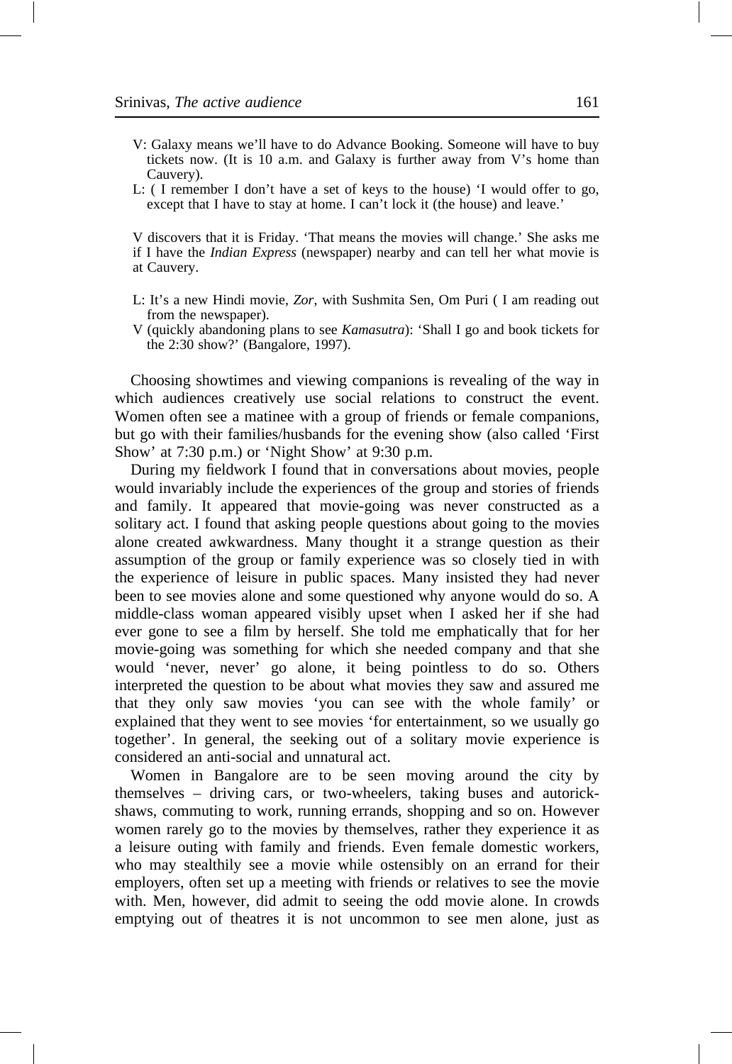V: Galaxy means we'll have to do Advance Booking. Someone will have to buy tickets now. (It is 10 a.m. and Galaxy is further away from V's home than Cauvery).

L: ( I remember I don't have a set of keys to the house) 'I would offer to go, except that I have to stay at home. I can't lock it (the house) and leave.'

V discovers that it is Friday. 'That means the movies will change.' She asks me if I have the *Indian Express* (newspaper) nearby and can tell her what movie is at Cauvery.

L: It's a new Hindi movie, *Zor*, with Sushmita Sen, Om Puri ( I am reading out from the newspaper).

V (quickly abandoning plans to see *Kamasutra*): 'Shall I go and book tickets for the 2:30 show?' (Bangalore, 1997).

Choosing showtimes and viewing companions is revealing of the way in which audiences creatively use social relations to construct the event. Women often see a matinee with a group of friends or female companions, but go with their families/husbands for the evening show (also called 'First Show' at 7:30 p.m.) or 'Night Show' at 9:30 p.m.

During my fieldwork I found that in conversations about movies, people would invariably include the experiences of the group and stories of friends and family. It appeared that movie-going was never constructed as a solitary act. I found that asking people questions about going to the movies alone created awkwardness. Many thought it a strange question as their assumption of the group or family experience was so closely tied in with the experience of leisure in public spaces. Many insisted they had never been to see movies alone and some questioned why anyone would do so. A middle-class woman appeared visibly upset when I asked her if she had ever gone to see a film by herself. She told me emphatically that for her movie-going was something for which she needed company and that she would 'never, never' go alone, it being pointless to do so. Others interpreted the question to be about what movies they saw and assured me that they only saw movies 'you can see with the whole family' or explained that they went to see movies 'for entertainment, so we usually go together'. In general, the seeking out of a solitary movie experience is considered an anti-social and unnatural act.

Women in Bangalore are to be seen moving around the city by themselves – driving cars, or two-wheelers, taking buses and autorickshaws, commuting to work, running errands, shopping and so on. However women rarely go to the movies by themselves, rather they experience it as a leisure outing with family and friends. Even female domestic workers, who may stealthily see a movie while ostensibly on an errand for their employers, often set up a meeting with friends or relatives to see the movie with. Men, however, did admit to seeing the odd movie alone. In crowds emptying out of theatres it is not uncommon to see men alone, just as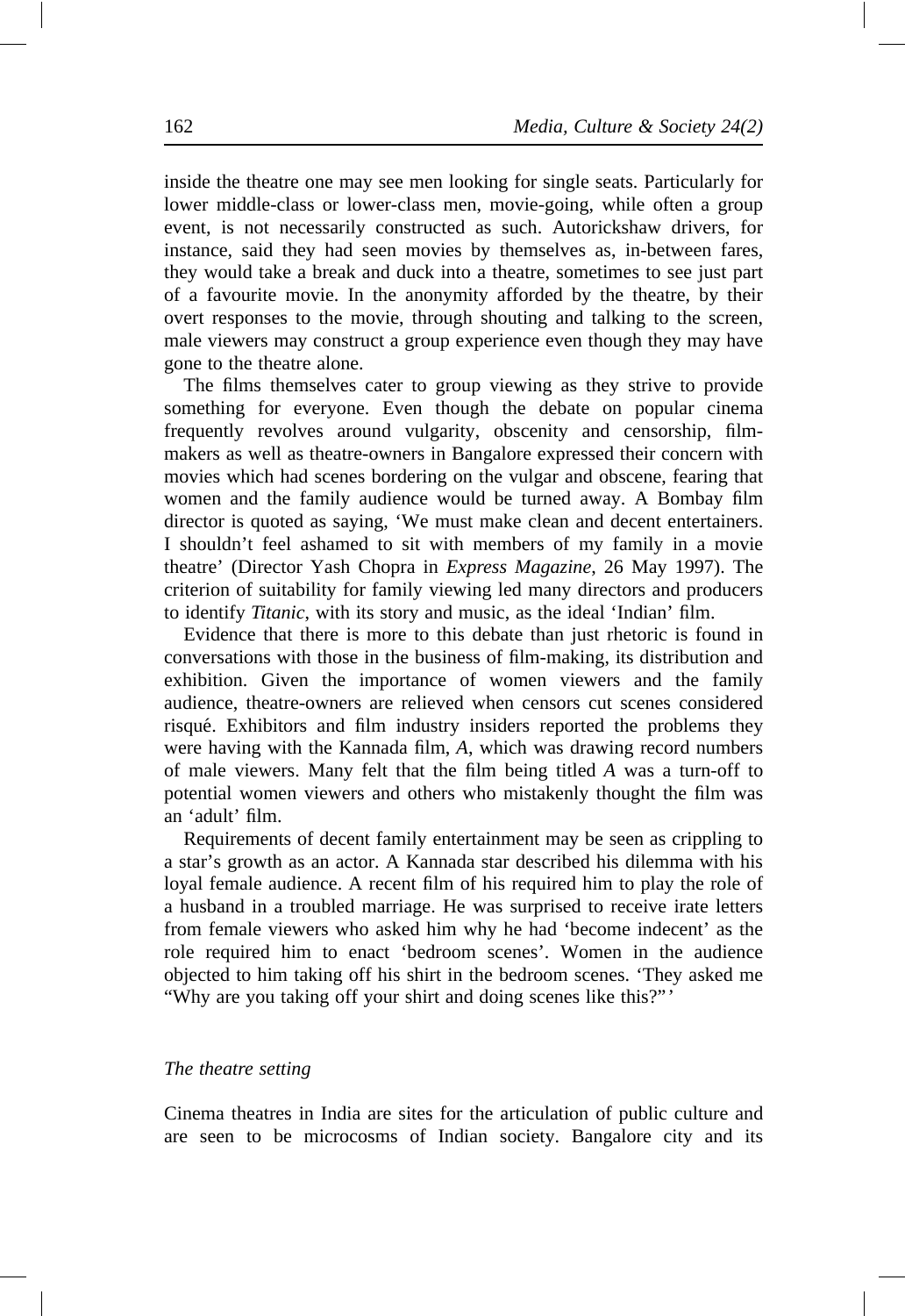inside the theatre one may see men looking for single seats. Particularly for lower middle-class or lower-class men, movie-going, while often a group event, is not necessarily constructed as such. Autorickshaw drivers, for instance, said they had seen movies by themselves as, in-between fares, they would take a break and duck into a theatre, sometimes to see just part of a favourite movie. In the anonymity afforded by the theatre, by their overt responses to the movie, through shouting and talking to the screen, male viewers may construct a group experience even though they may have gone to the theatre alone.

The films themselves cater to group viewing as they strive to provide something for everyone. Even though the debate on popular cinema frequently revolves around vulgarity, obscenity and censorship, film-makers as well as theatre-owners in Bangalore expressed their concern with movies which had scenes bordering on the vulgar and obscene, fearing that women and the family audience would be turned away. A Bombay film director is quoted as saying, 'We must make clean and decent entertainers. I shouldn't feel ashamed to sit with members of my family in a movie theatre' (Director Yash Chopra in *Express Magazine*, 26 May 1997). The criterion of suitability for family viewing led many directors and producers to identify *Titanic*, with its story and music, as the ideal 'Indian' film.

Evidence that there is more to this debate than just rhetoric is found in conversations with those in the business of film-making, its distribution and exhibition. Given the importance of women viewers and the family audience, theatre-owners are relieved when censors cut scenes considered risqué. Exhibitors and film industry insiders reported the problems they were having with the Kannada film, *A*, which was drawing record numbers of male viewers. Many felt that the film being titled *A* was a turn-off to potential women viewers and others who mistakenly thought the film was an 'adult' film.

Requirements of decent family entertainment may be seen as crippling to a star's growth as an actor. A Kannada star described his dilemma with his loyal female audience. A recent film of his required him to play the role of a husband in a troubled marriage. He was surprised to receive irate letters from female viewers who asked him why he had 'become indecent' as the role required him to enact 'bedroom scenes'. Women in the audience objected to him taking off his shirt in the bedroom scenes. 'They asked me "Why are you taking off your shirt and doing scenes like this?"'

### *The theatre setting*

Cinema theatres in India are sites for the articulation of public culture and are seen to be microcosms of Indian society. Bangalore city and its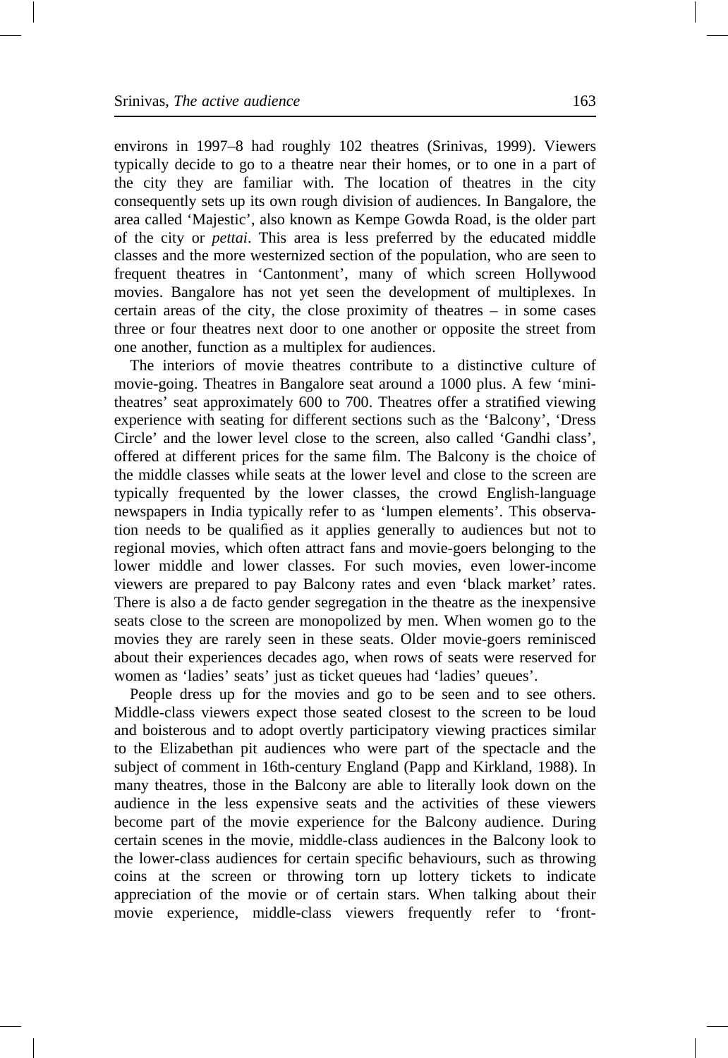environs in 1997–8 had roughly 102 theatres (Srinivas, 1999). Viewers typically decide to go to a theatre near their homes, or to one in a part of the city they are familiar with. The location of theatres in the city consequently sets up its own rough division of audiences. In Bangalore, the area called 'Majestic', also known as Kempe Gowda Road, is the older part of the city or *pettai*. This area is less preferred by the educated middle classes and the more westernized section of the population, who are seen to frequent theatres in 'Cantonment', many of which screen Hollywood movies. Bangalore has not yet seen the development of multiplexes. In certain areas of the city, the close proximity of theatres – in some cases three or four theatres next door to one another or opposite the street from one another, function as a multiplex for audiences.

The interiors of movie theatres contribute to a distinctive culture of movie-going. Theatres in Bangalore seat around a 1000 plus. A few 'mini-theatres' seat approximately 600 to 700. Theatres offer a stratified viewing experience with seating for different sections such as the 'Balcony', 'Dress Circle' and the lower level close to the screen, also called 'Gandhi class', offered at different prices for the same film. The Balcony is the choice of the middle classes while seats at the lower level and close to the screen are typically frequented by the lower classes, the crowd English-language newspapers in India typically refer to as 'lumpen elements'. This observation needs to be qualified as it applies generally to audiences but not to regional movies, which often attract fans and movie-goers belonging to the lower middle and lower classes. For such movies, even lower-income viewers are prepared to pay Balcony rates and even 'black market' rates. There is also a de facto gender segregation in the theatre as the inexpensive seats close to the screen are monopolized by men. When women go to the movies they are rarely seen in these seats. Older movie-goers reminisced about their experiences decades ago, when rows of seats were reserved for women as 'ladies' seats' just as ticket queues had 'ladies' queues'.

People dress up for the movies and go to be seen and to see others. Middle-class viewers expect those seated closest to the screen to be loud and boisterous and to adopt overtly participatory viewing practices similar to the Elizabethan pit audiences who were part of the spectacle and the subject of comment in 16th-century England (Papp and Kirkland, 1988). In many theatres, those in the Balcony are able to literally look down on the audience in the less expensive seats and the activities of these viewers become part of the movie experience for the Balcony audience. During certain scenes in the movie, middle-class audiences in the Balcony look to the lower-class audiences for certain specific behaviours, such as throwing coins at the screen or throwing torn up lottery tickets to indicate appreciation of the movie or of certain stars. When talking about their movie experience, middle-class viewers frequently refer to 'front-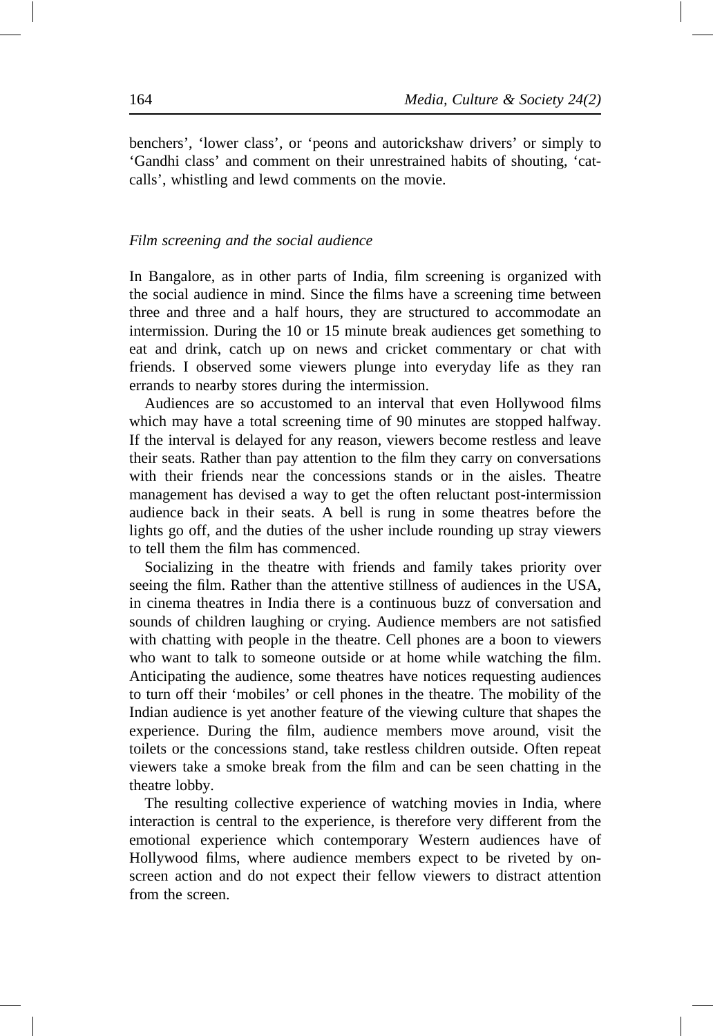benchers', 'lower class', or 'peons and autorickshaw drivers' or simply to 'Gandhi class' and comment on their unrestrained habits of shouting, 'cat-calls', whistling and lewd comments on the movie.

### *Film screening and the social audience*

In Bangalore, as in other parts of India, film screening is organized with the social audience in mind. Since the films have a screening time between three and three and a half hours, they are structured to accommodate an intermission. During the 10 or 15 minute break audiences get something to eat and drink, catch up on news and cricket commentary or chat with friends. I observed some viewers plunge into everyday life as they ran errands to nearby stores during the intermission.

Audiences are so accustomed to an interval that even Hollywood films which may have a total screening time of 90 minutes are stopped halfway. If the interval is delayed for any reason, viewers become restless and leave their seats. Rather than pay attention to the film they carry on conversations with their friends near the concessions stands or in the aisles. Theatre management has devised a way to get the often reluctant post-intermission audience back in their seats. A bell is rung in some theatres before the lights go off, and the duties of the usher include rounding up stray viewers to tell them the film has commenced.

Socializing in the theatre with friends and family takes priority over seeing the film. Rather than the attentive stillness of audiences in the USA, in cinema theatres in India there is a continuous buzz of conversation and sounds of children laughing or crying. Audience members are not satisfied with chatting with people in the theatre. Cell phones are a boon to viewers who want to talk to someone outside or at home while watching the film. Anticipating the audience, some theatres have notices requesting audiences to turn off their 'mobiles' or cell phones in the theatre. The mobility of the Indian audience is yet another feature of the viewing culture that shapes the experience. During the film, audience members move around, visit the toilets or the concessions stand, take restless children outside. Often repeat viewers take a smoke break from the film and can be seen chatting in the theatre lobby.

The resulting collective experience of watching movies in India, where interaction is central to the experience, is therefore very different from the emotional experience which contemporary Western audiences have of Hollywood films, where audience members expect to be riveted by on-screen action and do not expect their fellow viewers to distract attention from the screen.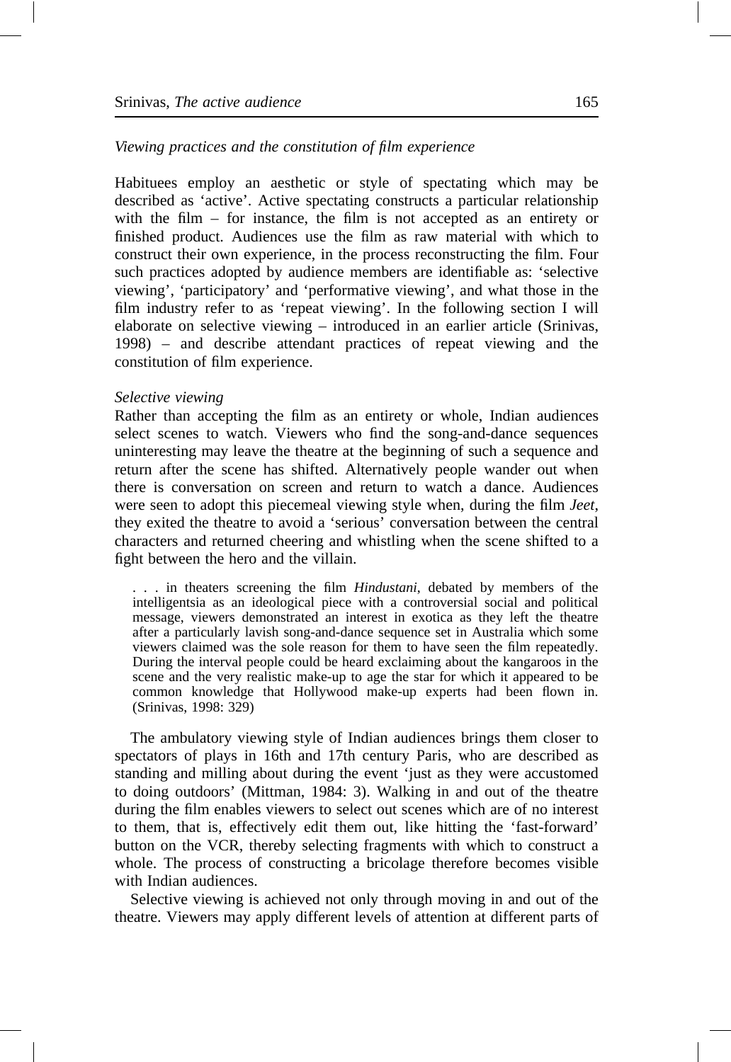*Viewing practices and the constitution of film experience*

Habituees employ an aesthetic or style of spectating which may be described as 'active'. Active spectating constructs a particular relationship with the film – for instance, the film is not accepted as an entirety or finished product. Audiences use the film as raw material with which to construct their own experience, in the process reconstructing the film. Four such practices adopted by audience members are identifiable as: 'selective viewing', 'participatory' and 'performative viewing', and what those in the film industry refer to as 'repeat viewing'. In the following section I will elaborate on selective viewing – introduced in an earlier article (Srinivas, 1998) – and describe attendant practices of repeat viewing and the constitution of film experience.

*Selective viewing*

Rather than accepting the film as an entirety or whole, Indian audiences select scenes to watch. Viewers who find the song-and-dance sequences uninteresting may leave the theatre at the beginning of such a sequence and return after the scene has shifted. Alternatively people wander out when there is conversation on screen and return to watch a dance. Audiences were seen to adopt this piecemeal viewing style when, during the film *Jeet*, they exited the theatre to avoid a 'serious' conversation between the central characters and returned cheering and whistling when the scene shifted to a fight between the hero and the villain.

> . . . in theaters screening the film *Hindustani*, debated by members of the intelligentsia as an ideological piece with a controversial social and political message, viewers demonstrated an interest in exotica as they left the theatre after a particularly lavish song-and-dance sequence set in Australia which some viewers claimed was the sole reason for them to have seen the film repeatedly. During the interval people could be heard exclaiming about the kangaroos in the scene and the very realistic make-up to age the star for which it appeared to be common knowledge that Hollywood make-up experts had been flown in. (Srinivas, 1998: 329)

The ambulatory viewing style of Indian audiences brings them closer to spectators of plays in 16th and 17th century Paris, who are described as standing and milling about during the event 'just as they were accustomed to doing outdoors' (Mittman, 1984: 3). Walking in and out of the theatre during the film enables viewers to select out scenes which are of no interest to them, that is, effectively edit them out, like hitting the 'fast-forward' button on the VCR, thereby selecting fragments with which to construct a whole. The process of constructing a bricolage therefore becomes visible with Indian audiences.

Selective viewing is achieved not only through moving in and out of the theatre. Viewers may apply different levels of attention at different parts of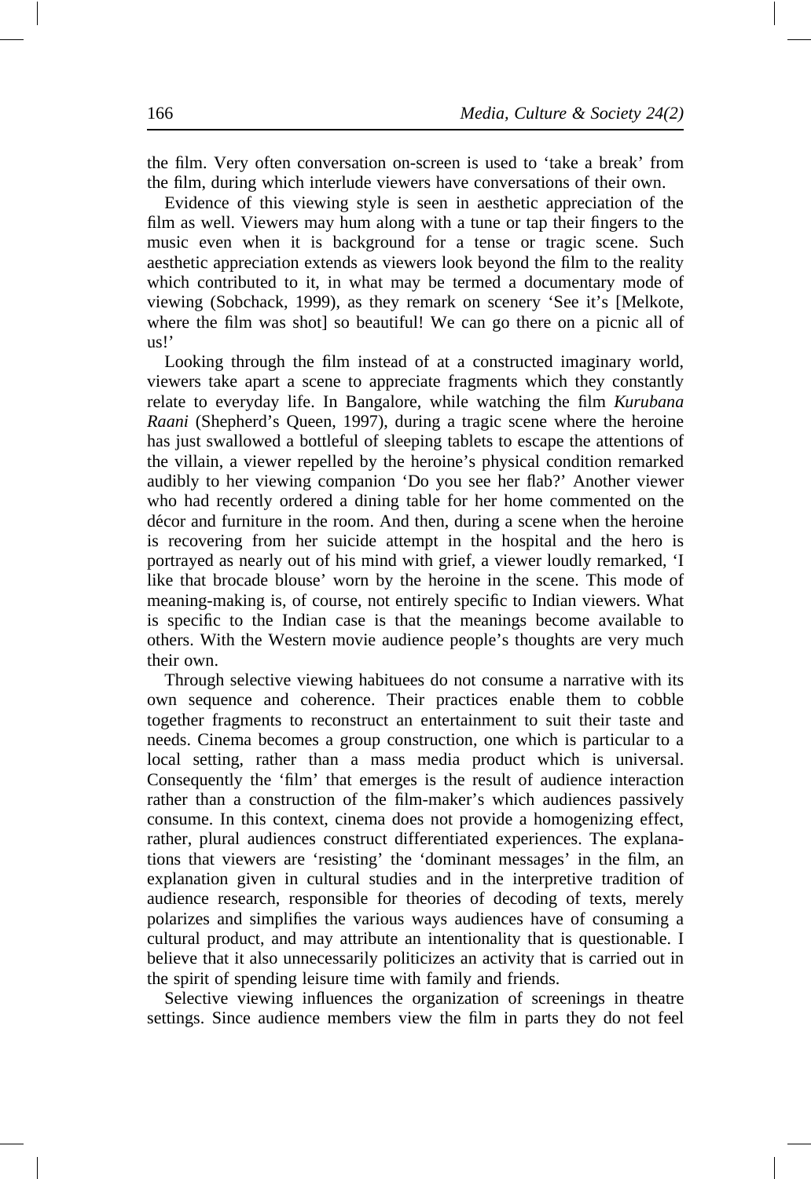the film. Very often conversation on-screen is used to 'take a break' from the film, during which interlude viewers have conversations of their own.

Evidence of this viewing style is seen in aesthetic appreciation of the film as well. Viewers may hum along with a tune or tap their fingers to the music even when it is background for a tense or tragic scene. Such aesthetic appreciation extends as viewers look beyond the film to the reality which contributed to it, in what may be termed a documentary mode of viewing (Sobchack, 1999), as they remark on scenery 'See it's [Melkote, where the film was shot] so beautiful! We can go there on a picnic all of us!'

Looking through the film instead of at a constructed imaginary world, viewers take apart a scene to appreciate fragments which they constantly relate to everyday life. In Bangalore, while watching the film *Kurubana Raani* (Shepherd's Queen, 1997), during a tragic scene where the heroine has just swallowed a bottleful of sleeping tablets to escape the attentions of the villain, a viewer repelled by the heroine's physical condition remarked audibly to her viewing companion 'Do you see her flab?' Another viewer who had recently ordered a dining table for her home commented on the décor and furniture in the room. And then, during a scene when the heroine is recovering from her suicide attempt in the hospital and the hero is portrayed as nearly out of his mind with grief, a viewer loudly remarked, 'I like that brocade blouse' worn by the heroine in the scene. This mode of meaning-making is, of course, not entirely specific to Indian viewers. What is specific to the Indian case is that the meanings become available to others. With the Western movie audience people's thoughts are very much their own.

Through selective viewing habituees do not consume a narrative with its own sequence and coherence. Their practices enable them to cobble together fragments to reconstruct an entertainment to suit their taste and needs. Cinema becomes a group construction, one which is particular to a local setting, rather than a mass media product which is universal. Consequently the 'film' that emerges is the result of audience interaction rather than a construction of the film-maker's which audiences passively consume. In this context, cinema does not provide a homogenizing effect, rather, plural audiences construct differentiated experiences. The explanations that viewers are 'resisting' the 'dominant messages' in the film, an explanation given in cultural studies and in the interpretive tradition of audience research, responsible for theories of decoding of texts, merely polarizes and simplifies the various ways audiences have of consuming a cultural product, and may attribute an intentionality that is questionable. I believe that it also unnecessarily politicizes an activity that is carried out in the spirit of spending leisure time with family and friends.

Selective viewing influences the organization of screenings in theatre settings. Since audience members view the film in parts they do not feel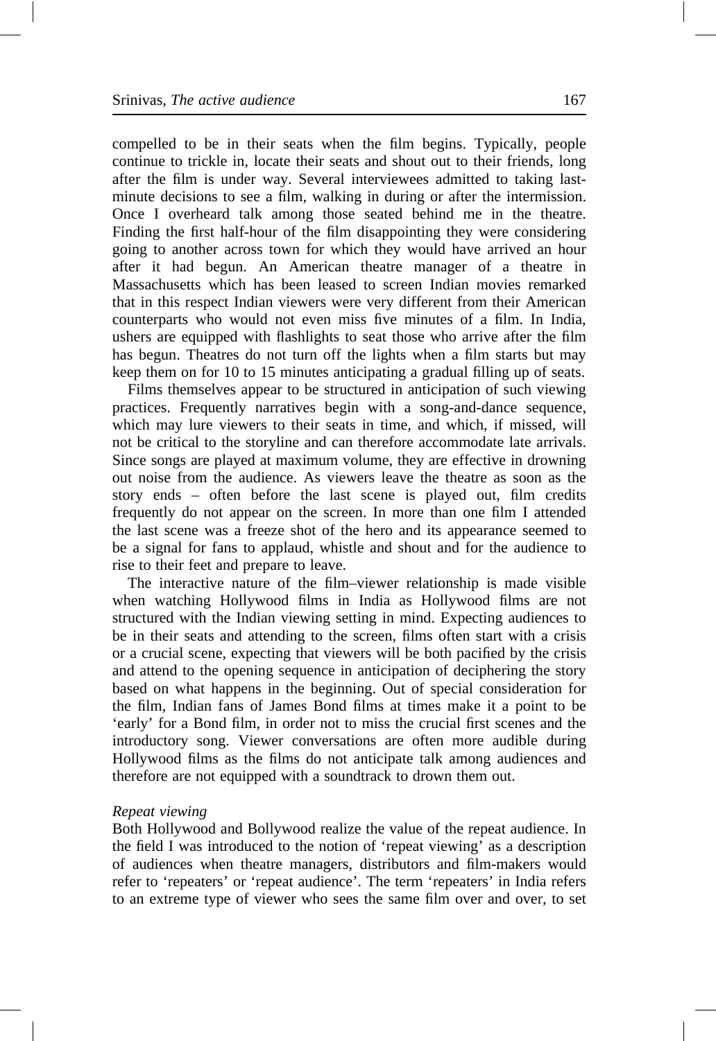compelled to be in their seats when the film begins. Typically, people continue to trickle in, locate their seats and shout out to their friends, long after the film is under way. Several interviewees admitted to taking last-minute decisions to see a film, walking in during or after the intermission. Once I overheard talk among those seated behind me in the theatre. Finding the first half-hour of the film disappointing they were considering going to another across town for which they would have arrived an hour after it had begun. An American theatre manager of a theatre in Massachusetts which has been leased to screen Indian movies remarked that in this respect Indian viewers were very different from their American counterparts who would not even miss five minutes of a film. In India, ushers are equipped with flashlights to seat those who arrive after the film has begun. Theatres do not turn off the lights when a film starts but may keep them on for 10 to 15 minutes anticipating a gradual filling up of seats.

Films themselves appear to be structured in anticipation of such viewing practices. Frequently narratives begin with a song-and-dance sequence, which may lure viewers to their seats in time, and which, if missed, will not be critical to the storyline and can therefore accommodate late arrivals. Since songs are played at maximum volume, they are effective in drowning out noise from the audience. As viewers leave the theatre as soon as the story ends – often before the last scene is played out, film credits frequently do not appear on the screen. In more than one film I attended the last scene was a freeze shot of the hero and its appearance seemed to be a signal for fans to applaud, whistle and shout and for the audience to rise to their feet and prepare to leave.

The interactive nature of the film–viewer relationship is made visible when watching Hollywood films in India as Hollywood films are not structured with the Indian viewing setting in mind. Expecting audiences to be in their seats and attending to the screen, films often start with a crisis or a crucial scene, expecting that viewers will be both pacified by the crisis and attend to the opening sequence in anticipation of deciphering the story based on what happens in the beginning. Out of special consideration for the film, Indian fans of James Bond films at times make it a point to be 'early' for a Bond film, in order not to miss the crucial first scenes and the introductory song. Viewer conversations are often more audible during Hollywood films as the films do not anticipate talk among audiences and therefore are not equipped with a soundtrack to drown them out.

*Repeat viewing*

Both Hollywood and Bollywood realize the value of the repeat audience. In the field I was introduced to the notion of 'repeat viewing' as a description of audiences when theatre managers, distributors and film-makers would refer to 'repeaters' or 'repeat audience'. The term 'repeaters' in India refers to an extreme type of viewer who sees the same film over and over, to set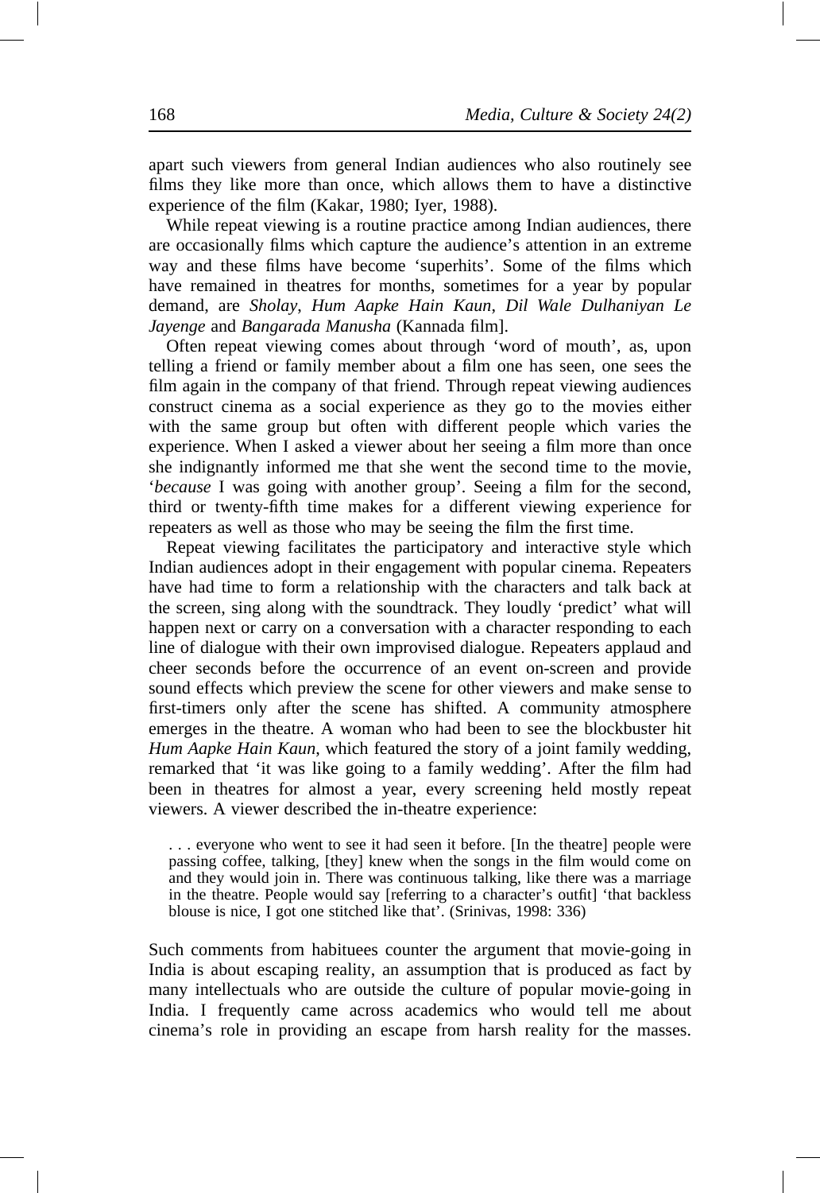apart such viewers from general Indian audiences who also routinely see films they like more than once, which allows them to have a distinctive experience of the film (Kakar, 1980; Iyer, 1988).

While repeat viewing is a routine practice among Indian audiences, there are occasionally films which capture the audience's attention in an extreme way and these films have become 'superhits'. Some of the films which have remained in theatres for months, sometimes for a year by popular demand, are *Sholay*, *Hum Aapke Hain Kaun*, *Dil Wale Dulhaniyan Le Jayenge* and *Bangarada Manusha* (Kannada film].

Often repeat viewing comes about through 'word of mouth', as, upon telling a friend or family member about a film one has seen, one sees the film again in the company of that friend. Through repeat viewing audiences construct cinema as a social experience as they go to the movies either with the same group but often with different people which varies the experience. When I asked a viewer about her seeing a film more than once she indignantly informed me that she went the second time to the movie, '*because* I was going with another group'. Seeing a film for the second, third or twenty-fifth time makes for a different viewing experience for repeaters as well as those who may be seeing the film the first time.

Repeat viewing facilitates the participatory and interactive style which Indian audiences adopt in their engagement with popular cinema. Repeaters have had time to form a relationship with the characters and talk back at the screen, sing along with the soundtrack. They loudly 'predict' what will happen next or carry on a conversation with a character responding to each line of dialogue with their own improvised dialogue. Repeaters applaud and cheer seconds before the occurrence of an event on-screen and provide sound effects which preview the scene for other viewers and make sense to first-timers only after the scene has shifted. A community atmosphere emerges in the theatre. A woman who had been to see the blockbuster hit *Hum Aapke Hain Kaun*, which featured the story of a joint family wedding, remarked that 'it was like going to a family wedding'. After the film had been in theatres for almost a year, every screening held mostly repeat viewers. A viewer described the in-theatre experience:

> . . . everyone who went to see it had seen it before. [In the theatre] people were passing coffee, talking, [they] knew when the songs in the film would come on and they would join in. There was continuous talking, like there was a marriage in the theatre. People would say [referring to a character's outfit] 'that backless blouse is nice, I got one stitched like that'. (Srinivas, 1998: 336)

Such comments from habituees counter the argument that movie-going in India is about escaping reality, an assumption that is produced as fact by many intellectuals who are outside the culture of popular movie-going in India. I frequently came across academics who would tell me about cinema's role in providing an escape from harsh reality for the masses.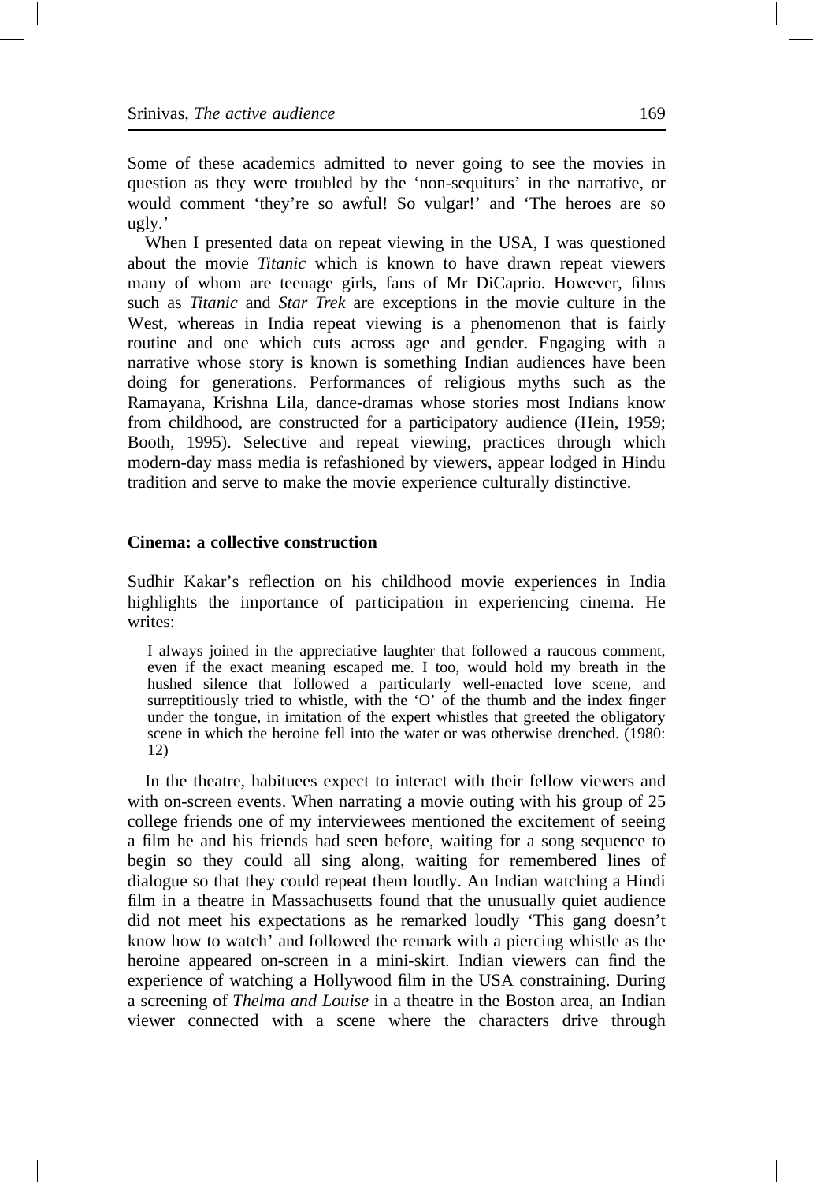Some of these academics admitted to never going to see the movies in question as they were troubled by the 'non-sequiturs' in the narrative, or would comment 'they're so awful! So vulgar!' and 'The heroes are so ugly.'

When I presented data on repeat viewing in the USA, I was questioned about the movie *Titanic* which is known to have drawn repeat viewers many of whom are teenage girls, fans of Mr DiCaprio. However, films such as *Titanic* and *Star Trek* are exceptions in the movie culture in the West, whereas in India repeat viewing is a phenomenon that is fairly routine and one which cuts across age and gender. Engaging with a narrative whose story is known is something Indian audiences have been doing for generations. Performances of religious myths such as the Ramayana, Krishna Lila, dance-dramas whose stories most Indians know from childhood, are constructed for a participatory audience (Hein, 1959; Booth, 1995). Selective and repeat viewing, practices through which modern-day mass media is refashioned by viewers, appear lodged in Hindu tradition and serve to make the movie experience culturally distinctive.

**Cinema: a collective construction**

Sudhir Kakar's reflection on his childhood movie experiences in India highlights the importance of participation in experiencing cinema. He writes:

> I always joined in the appreciative laughter that followed a raucous comment, even if the exact meaning escaped me. I too, would hold my breath in the hushed silence that followed a particularly well-enacted love scene, and surreptitiously tried to whistle, with the 'O' of the thumb and the index finger under the tongue, in imitation of the expert whistles that greeted the obligatory scene in which the heroine fell into the water or was otherwise drenched. (1980: 12)

In the theatre, habituees expect to interact with their fellow viewers and with on-screen events. When narrating a movie outing with his group of 25 college friends one of my interviewees mentioned the excitement of seeing a film he and his friends had seen before, waiting for a song sequence to begin so they could all sing along, waiting for remembered lines of dialogue so that they could repeat them loudly. An Indian watching a Hindi film in a theatre in Massachusetts found that the unusually quiet audience did not meet his expectations as he remarked loudly 'This gang doesn't know how to watch' and followed the remark with a piercing whistle as the heroine appeared on-screen in a mini-skirt. Indian viewers can find the experience of watching a Hollywood film in the USA constraining. During a screening of *Thelma and Louise* in a theatre in the Boston area, an Indian viewer connected with a scene where the characters drive through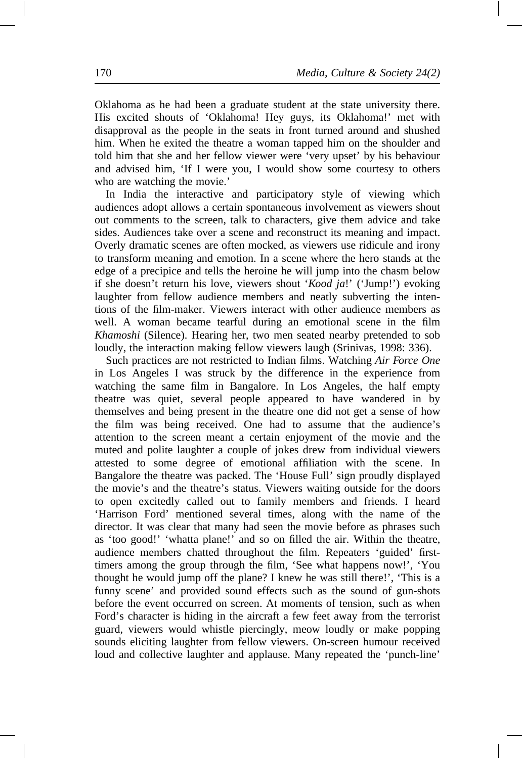Oklahoma as he had been a graduate student at the state university there. His excited shouts of 'Oklahoma! Hey guys, its Oklahoma!' met with disapproval as the people in the seats in front turned around and shushed him. When he exited the theatre a woman tapped him on the shoulder and told him that she and her fellow viewer were 'very upset' by his behaviour and advised him, 'If I were you, I would show some courtesy to others who are watching the movie.'

In India the interactive and participatory style of viewing which audiences adopt allows a certain spontaneous involvement as viewers shout out comments to the screen, talk to characters, give them advice and take sides. Audiences take over a scene and reconstruct its meaning and impact. Overly dramatic scenes are often mocked, as viewers use ridicule and irony to transform meaning and emotion. In a scene where the hero stands at the edge of a precipice and tells the heroine he will jump into the chasm below if she doesn't return his love, viewers shout '*Kood ja*!' ('Jump!') evoking laughter from fellow audience members and neatly subverting the intentions of the film-maker. Viewers interact with other audience members as well. A woman became tearful during an emotional scene in the film *Khamoshi* (Silence). Hearing her, two men seated nearby pretended to sob loudly, the interaction making fellow viewers laugh (Srinivas, 1998: 336).

Such practices are not restricted to Indian films. Watching *Air Force One* in Los Angeles I was struck by the difference in the experience from watching the same film in Bangalore. In Los Angeles, the half empty theatre was quiet, several people appeared to have wandered in by themselves and being present in the theatre one did not get a sense of how the film was being received. One had to assume that the audience's attention to the screen meant a certain enjoyment of the movie and the muted and polite laughter a couple of jokes drew from individual viewers attested to some degree of emotional affiliation with the scene. In Bangalore the theatre was packed. The 'House Full' sign proudly displayed the movie's and the theatre's status. Viewers waiting outside for the doors to open excitedly called out to family members and friends. I heard 'Harrison Ford' mentioned several times, along with the name of the director. It was clear that many had seen the movie before as phrases such as 'too good!' 'whatta plane!' and so on filled the air. Within the theatre, audience members chatted throughout the film. Repeaters 'guided' first-timers among the group through the film, 'See what happens now!', 'You thought he would jump off the plane? I knew he was still there!', 'This is a funny scene' and provided sound effects such as the sound of gun-shots before the event occurred on screen. At moments of tension, such as when Ford's character is hiding in the aircraft a few feet away from the terrorist guard, viewers would whistle piercingly, meow loudly or make popping sounds eliciting laughter from fellow viewers. On-screen humour received loud and collective laughter and applause. Many repeated the 'punch-line'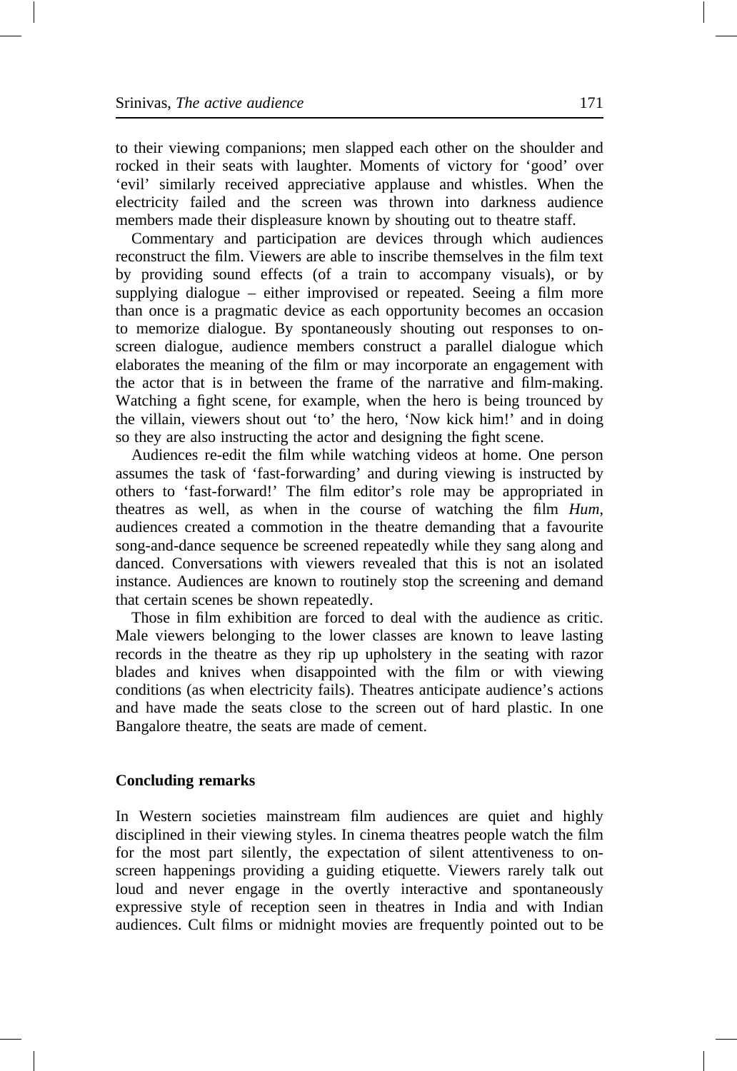to their viewing companions; men slapped each other on the shoulder and rocked in their seats with laughter. Moments of victory for 'good' over 'evil' similarly received appreciative applause and whistles. When the electricity failed and the screen was thrown into darkness audience members made their displeasure known by shouting out to theatre staff.

Commentary and participation are devices through which audiences reconstruct the film. Viewers are able to inscribe themselves in the film text by providing sound effects (of a train to accompany visuals), or by supplying dialogue – either improvised or repeated. Seeing a film more than once is a pragmatic device as each opportunity becomes an occasion to memorize dialogue. By spontaneously shouting out responses to on-screen dialogue, audience members construct a parallel dialogue which elaborates the meaning of the film or may incorporate an engagement with the actor that is in between the frame of the narrative and film-making. Watching a fight scene, for example, when the hero is being trounced by the villain, viewers shout out 'to' the hero, 'Now kick him!' and in doing so they are also instructing the actor and designing the fight scene.

Audiences re-edit the film while watching videos at home. One person assumes the task of 'fast-forwarding' and during viewing is instructed by others to 'fast-forward!' The film editor's role may be appropriated in theatres as well, as when in the course of watching the film *Hum*, audiences created a commotion in the theatre demanding that a favourite song-and-dance sequence be screened repeatedly while they sang along and danced. Conversations with viewers revealed that this is not an isolated instance. Audiences are known to routinely stop the screening and demand that certain scenes be shown repeatedly.

Those in film exhibition are forced to deal with the audience as critic. Male viewers belonging to the lower classes are known to leave lasting records in the theatre as they rip up upholstery in the seating with razor blades and knives when disappointed with the film or with viewing conditions (as when electricity fails). Theatres anticipate audience's actions and have made the seats close to the screen out of hard plastic. In one Bangalore theatre, the seats are made of cement.

## Concluding remarks

In Western societies mainstream film audiences are quiet and highly disciplined in their viewing styles. In cinema theatres people watch the film for the most part silently, the expectation of silent attentiveness to on-screen happenings providing a guiding etiquette. Viewers rarely talk out loud and never engage in the overtly interactive and spontaneously expressive style of reception seen in theatres in India and with Indian audiences. Cult films or midnight movies are frequently pointed out to be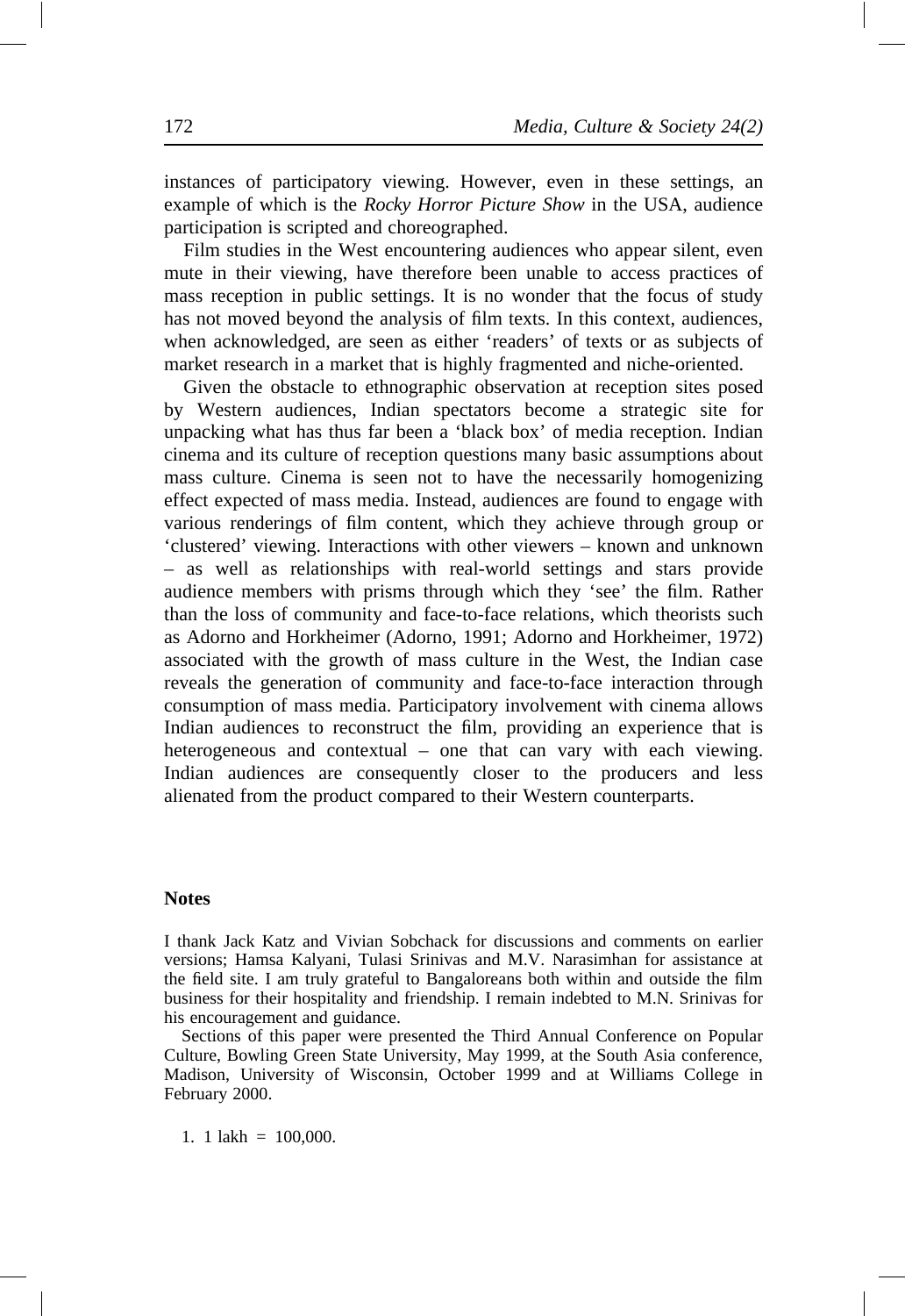instances of participatory viewing. However, even in these settings, an example of which is the *Rocky Horror Picture Show* in the USA, audience participation is scripted and choreographed.

Film studies in the West encountering audiences who appear silent, even mute in their viewing, have therefore been unable to access practices of mass reception in public settings. It is no wonder that the focus of study has not moved beyond the analysis of film texts. In this context, audiences, when acknowledged, are seen as either 'readers' of texts or as subjects of market research in a market that is highly fragmented and niche-oriented.

Given the obstacle to ethnographic observation at reception sites posed by Western audiences, Indian spectators become a strategic site for unpacking what has thus far been a 'black box' of media reception. Indian cinema and its culture of reception questions many basic assumptions about mass culture. Cinema is seen not to have the necessarily homogenizing effect expected of mass media. Instead, audiences are found to engage with various renderings of film content, which they achieve through group or 'clustered' viewing. Interactions with other viewers – known and unknown – as well as relationships with real-world settings and stars provide audience members with prisms through which they 'see' the film. Rather than the loss of community and face-to-face relations, which theorists such as Adorno and Horkheimer (Adorno, 1991; Adorno and Horkheimer, 1972) associated with the growth of mass culture in the West, the Indian case reveals the generation of community and face-to-face interaction through consumption of mass media. Participatory involvement with cinema allows Indian audiences to reconstruct the film, providing an experience that is heterogeneous and contextual – one that can vary with each viewing. Indian audiences are consequently closer to the producers and less alienated from the product compared to their Western counterparts.

## Notes

I thank Jack Katz and Vivian Sobchack for discussions and comments on earlier versions; Hamsa Kalyani, Tulasi Srinivas and M.V. Narasimhan for assistance at the field site. I am truly grateful to Bangaloreans both within and outside the film business for their hospitality and friendship. I remain indebted to M.N. Srinivas for his encouragement and guidance.

Sections of this paper were presented the Third Annual Conference on Popular Culture, Bowling Green State University, May 1999, at the South Asia conference, Madison, University of Wisconsin, October 1999 and at Williams College in February 2000.

1. 1 lakh = 100,000.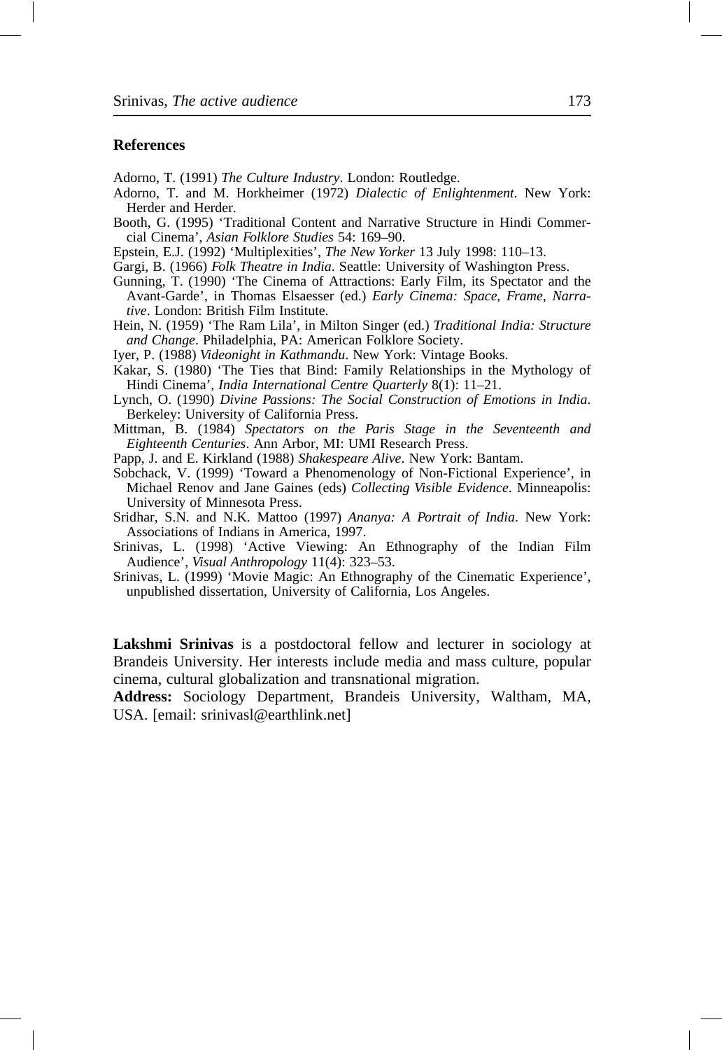## References

Adorno, T. (1991) *The Culture Industry*. London: Routledge.

Adorno, T. and M. Horkheimer (1972) *Dialectic of Enlightenment*. New York: Herder and Herder.

Booth, G. (1995) 'Traditional Content and Narrative Structure in Hindi Commercial Cinema', *Asian Folklore Studies* 54: 169–90.

Epstein, E.J. (1992) 'Multiplexities', *The New Yorker* 13 July 1998: 110–13.

Gargi, B. (1966) *Folk Theatre in India*. Seattle: University of Washington Press.

Gunning, T. (1990) 'The Cinema of Attractions: Early Film, its Spectator and the Avant-Garde', in Thomas Elsaesser (ed.) *Early Cinema: Space, Frame, Narrative*. London: British Film Institute.

Hein, N. (1959) 'The Ram Lila', in Milton Singer (ed.) *Traditional India: Structure and Change*. Philadelphia, PA: American Folklore Society.

Iyer, P. (1988) *Videonight in Kathmandu*. New York: Vintage Books.

Kakar, S. (1980) 'The Ties that Bind: Family Relationships in the Mythology of Hindi Cinema', *India International Centre Quarterly* 8(1): 11–21.

Lynch, O. (1990) *Divine Passions: The Social Construction of Emotions in India*. Berkeley: University of California Press.

Mittman, B. (1984) *Spectators on the Paris Stage in the Seventeenth and Eighteenth Centuries*. Ann Arbor, MI: UMI Research Press.

Papp, J. and E. Kirkland (1988) *Shakespeare Alive*. New York: Bantam.

Sobchack, V. (1999) 'Toward a Phenomenology of Non-Fictional Experience', in Michael Renov and Jane Gaines (eds) *Collecting Visible Evidence*. Minneapolis: University of Minnesota Press.

Sridhar, S.N. and N.K. Mattoo (1997) *Ananya: A Portrait of India*. New York: Associations of Indians in America, 1997.

Srinivas, L. (1998) 'Active Viewing: An Ethnography of the Indian Film Audience', *Visual Anthropology* 11(4): 323–53.

Srinivas, L. (1999) 'Movie Magic: An Ethnography of the Cinematic Experience', unpublished dissertation, University of California, Los Angeles.

**Lakshmi Srinivas** is a postdoctoral fellow and lecturer in sociology at Brandeis University. Her interests include media and mass culture, popular cinema, cultural globalization and transnational migration.

**Address:** Sociology Department, Brandeis University, Waltham, MA, USA. [email: srinivasl@earthlink.net]